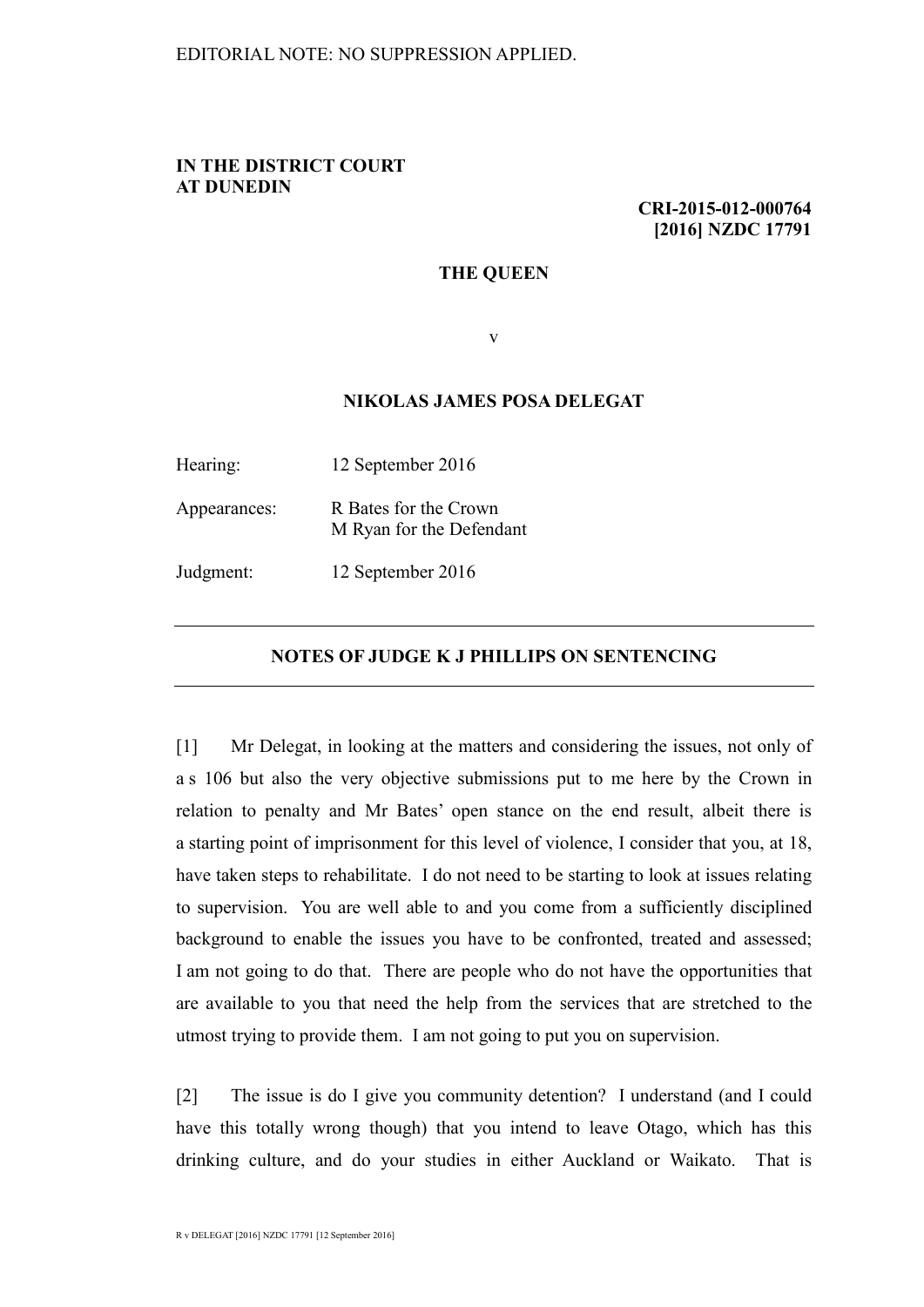EDITORIAL NOTE: NO SUPPRESSION APPLIED.

**IN THE DISTRICT COURT**
**AT DUNEDIN**

**CRI-2015-012-000764**
**[2016] NZDC 17791**

**THE QUEEN**

v

**NIKOLAS JAMES POSA DELEGAT**

Hearing: 12 September 2016

Appearances: R Bates for the Crown
M Ryan for the Defendant

Judgment: 12 September 2016

---

## NOTES OF JUDGE K J PHILLIPS ON SENTENCING

---

[1] Mr Delegat, in looking at the matters and considering the issues, not only of a s 106 but also the very objective submissions put to me here by the Crown in relation to penalty and Mr Bates' open stance on the end result, albeit there is a starting point of imprisonment for this level of violence, I consider that you, at 18, have taken steps to rehabilitate. I do not need to be starting to look at issues relating to supervision. You are well able to and you come from a sufficiently disciplined background to enable the issues you have to be confronted, treated and assessed; I am not going to do that. There are people who do not have the opportunities that are available to you that need the help from the services that are stretched to the utmost trying to provide them. I am not going to put you on supervision.

[2] The issue is do I give you community detention? I understand (and I could have this totally wrong though) that you intend to leave Otago, which has this drinking culture, and do your studies in either Auckland or Waikato. That is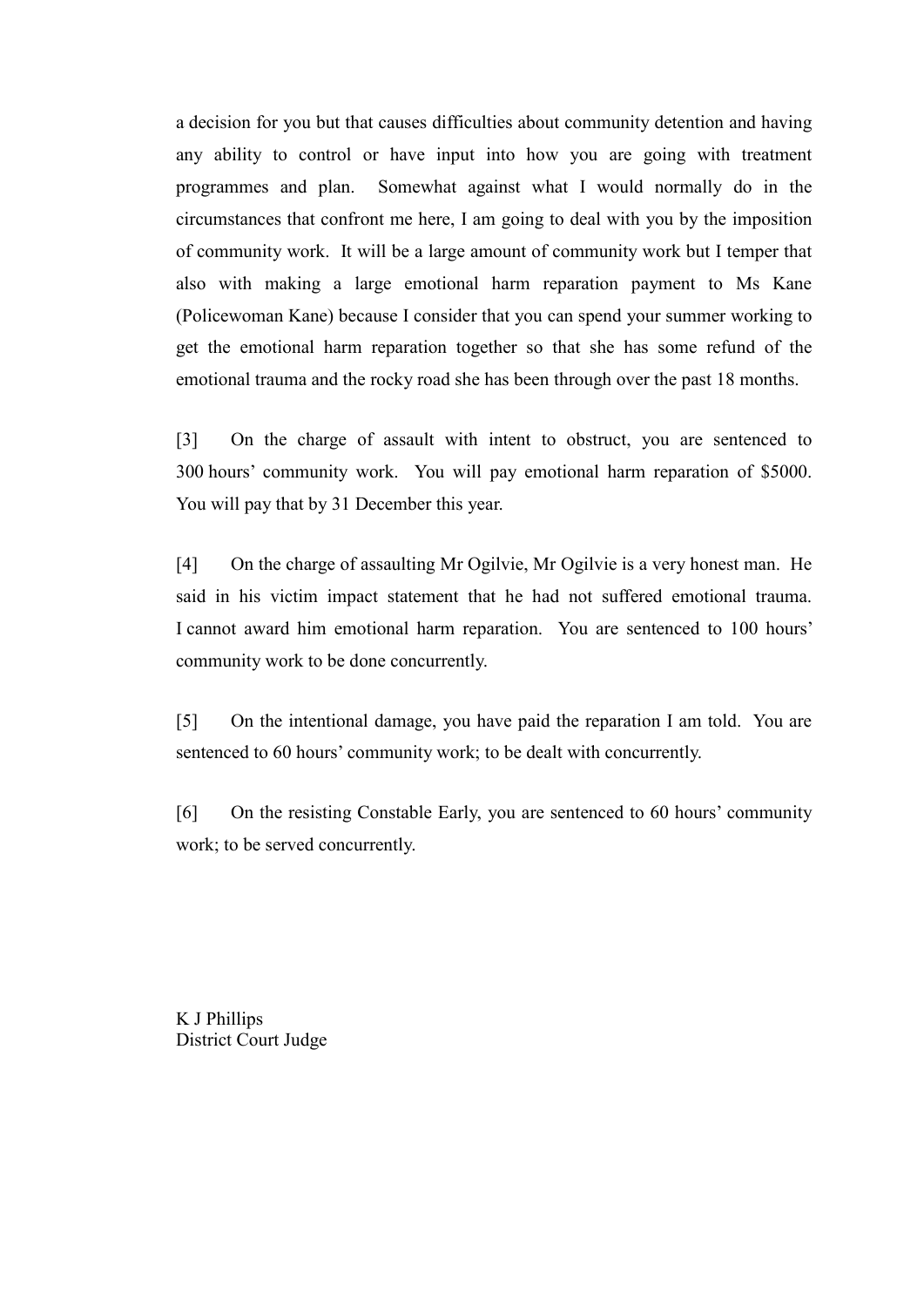a decision for you but that causes difficulties about community detention and having any ability to control or have input into how you are going with treatment programmes and plan. Somewhat against what I would normally do in the circumstances that confront me here, I am going to deal with you by the imposition of community work. It will be a large amount of community work but I temper that also with making a large emotional harm reparation payment to Ms Kane (Policewoman Kane) because I consider that you can spend your summer working to get the emotional harm reparation together so that she has some refund of the emotional trauma and the rocky road she has been through over the past 18 months.

[3] On the charge of assault with intent to obstruct, you are sentenced to 300 hours' community work. You will pay emotional harm reparation of $5000. You will pay that by 31 December this year.

[4] On the charge of assaulting Mr Ogilvie, Mr Ogilvie is a very honest man. He said in his victim impact statement that he had not suffered emotional trauma. I cannot award him emotional harm reparation. You are sentenced to 100 hours' community work to be done concurrently.

[5] On the intentional damage, you have paid the reparation I am told. You are sentenced to 60 hours' community work; to be dealt with concurrently.

[6] On the resisting Constable Early, you are sentenced to 60 hours' community work; to be served concurrently.

K J Phillips
District Court Judge